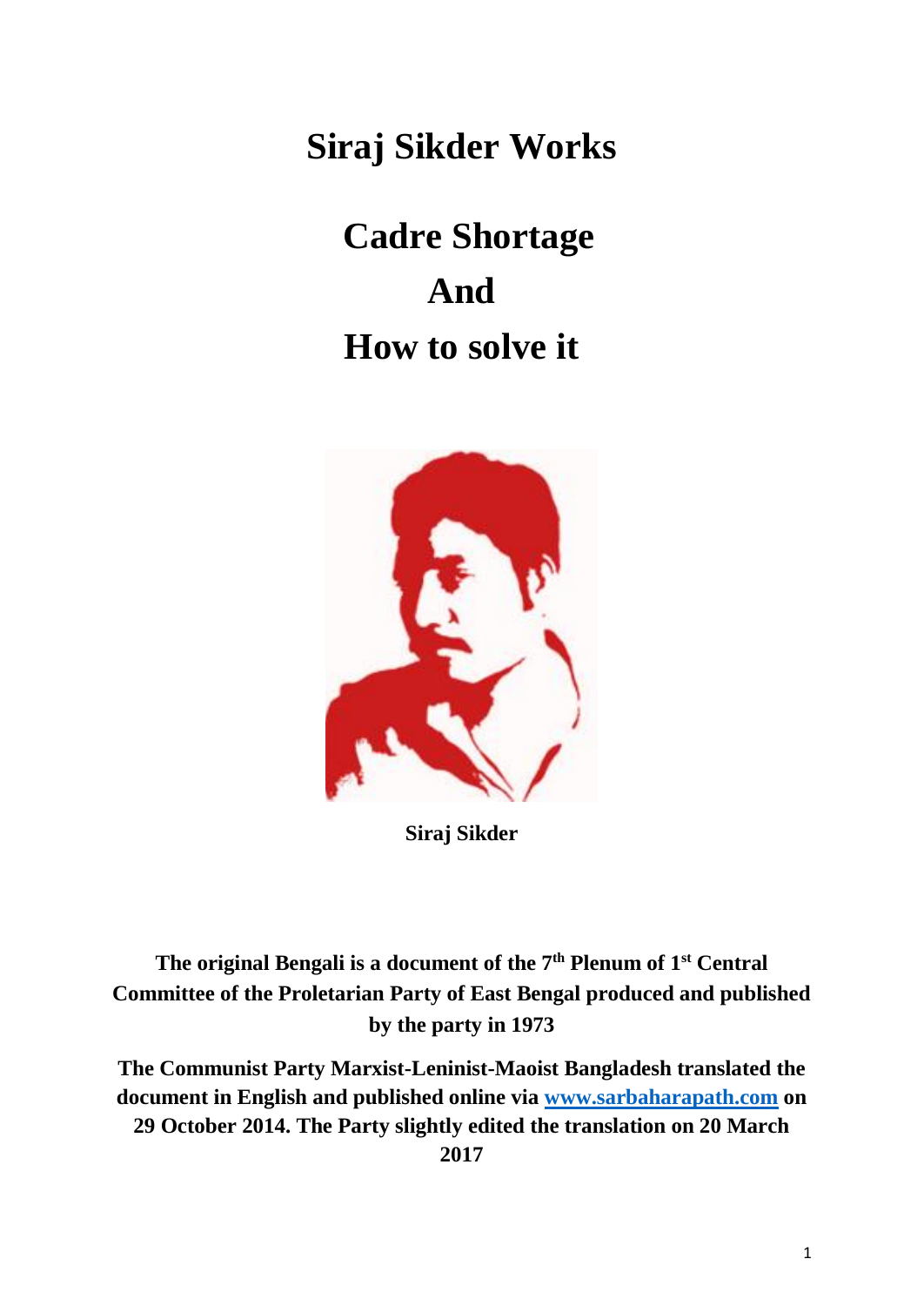# Siraj Sikder Works

# Cadre Shortage And How to solve it

**Siraj Sikder**

**The original Bengali is a document of the 7th Plenum of 1st Central Committee of the Proletarian Party of East Bengal produced and published by the party in 1973**

**The Communist Party Marxist-Leninist-Maoist Bangladesh translated the document in English and published online via [www.sarbaharapath.com](http://www.sarbaharapath.com) on 29 October 2014. The Party slightly edited the translation on 20 March 2017**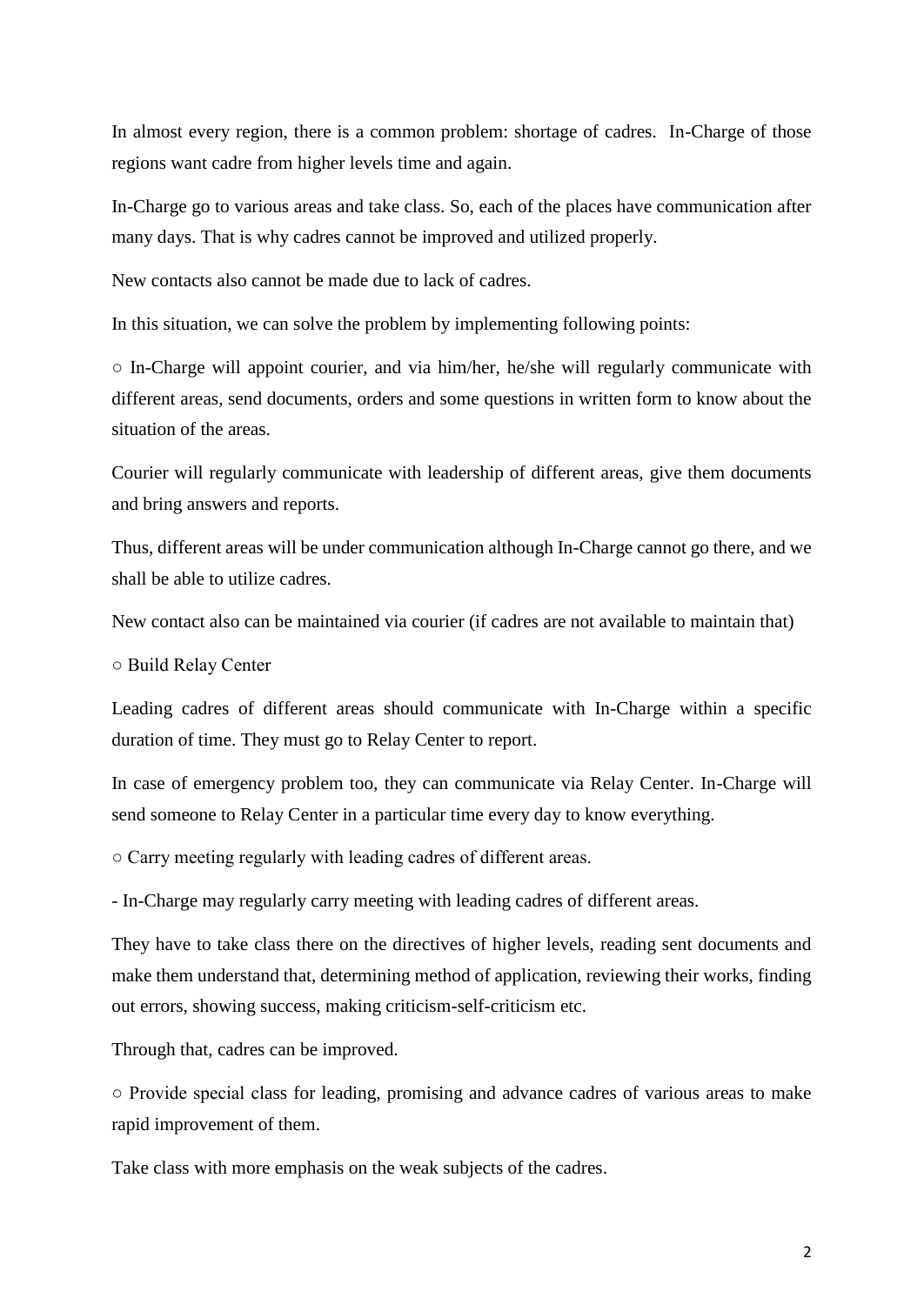In almost every region, there is a common problem: shortage of cadres. In-Charge of those regions want cadre from higher levels time and again.

In-Charge go to various areas and take class. So, each of the places have communication after many days. That is why cadres cannot be improved and utilized properly.

New contacts also cannot be made due to lack of cadres.

In this situation, we can solve the problem by implementing following points:

○ In-Charge will appoint courier, and via him/her, he/she will regularly communicate with different areas, send documents, orders and some questions in written form to know about the situation of the areas.

Courier will regularly communicate with leadership of different areas, give them documents and bring answers and reports.

Thus, different areas will be under communication although In-Charge cannot go there, and we shall be able to utilize cadres.

New contact also can be maintained via courier (if cadres are not available to maintain that)

○ Build Relay Center

Leading cadres of different areas should communicate with In-Charge within a specific duration of time. They must go to Relay Center to report.

In case of emergency problem too, they can communicate via Relay Center. In-Charge will send someone to Relay Center in a particular time every day to know everything.

○ Carry meeting regularly with leading cadres of different areas.

- In-Charge may regularly carry meeting with leading cadres of different areas.

They have to take class there on the directives of higher levels, reading sent documents and make them understand that, determining method of application, reviewing their works, finding out errors, showing success, making criticism-self-criticism etc.

Through that, cadres can be improved.

○ Provide special class for leading, promising and advance cadres of various areas to make rapid improvement of them.

Take class with more emphasis on the weak subjects of the cadres.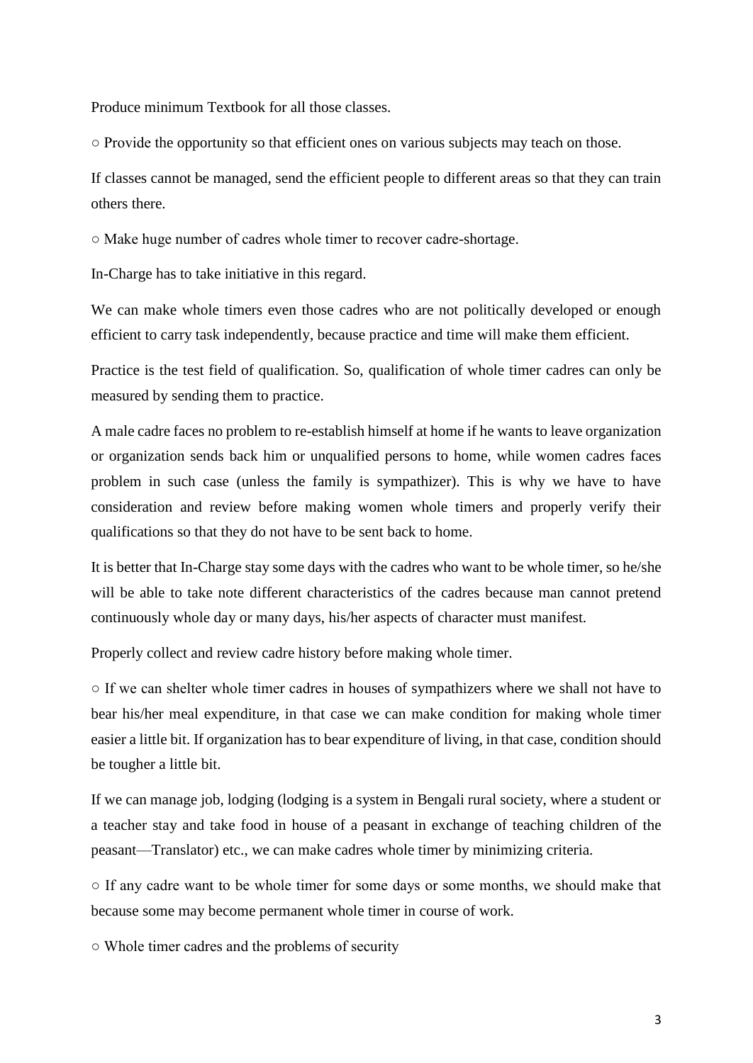Produce minimum Textbook for all those classes.

○ Provide the opportunity so that efficient ones on various subjects may teach on those.

If classes cannot be managed, send the efficient people to different areas so that they can train others there.

○ Make huge number of cadres whole timer to recover cadre-shortage.

In-Charge has to take initiative in this regard.

We can make whole timers even those cadres who are not politically developed or enough efficient to carry task independently, because practice and time will make them efficient.

Practice is the test field of qualification. So, qualification of whole timer cadres can only be measured by sending them to practice.

A male cadre faces no problem to re-establish himself at home if he wants to leave organization or organization sends back him or unqualified persons to home, while women cadres faces problem in such case (unless the family is sympathizer). This is why we have to have consideration and review before making women whole timers and properly verify their qualifications so that they do not have to be sent back to home.

It is better that In-Charge stay some days with the cadres who want to be whole timer, so he/she will be able to take note different characteristics of the cadres because man cannot pretend continuously whole day or many days, his/her aspects of character must manifest.

Properly collect and review cadre history before making whole timer.

○ If we can shelter whole timer cadres in houses of sympathizers where we shall not have to bear his/her meal expenditure, in that case we can make condition for making whole timer easier a little bit. If organization has to bear expenditure of living, in that case, condition should be tougher a little bit.

If we can manage job, lodging (lodging is a system in Bengali rural society, where a student or a teacher stay and take food in house of a peasant in exchange of teaching children of the peasant—Translator) etc., we can make cadres whole timer by minimizing criteria.

○ If any cadre want to be whole timer for some days or some months, we should make that because some may become permanent whole timer in course of work.

○ Whole timer cadres and the problems of security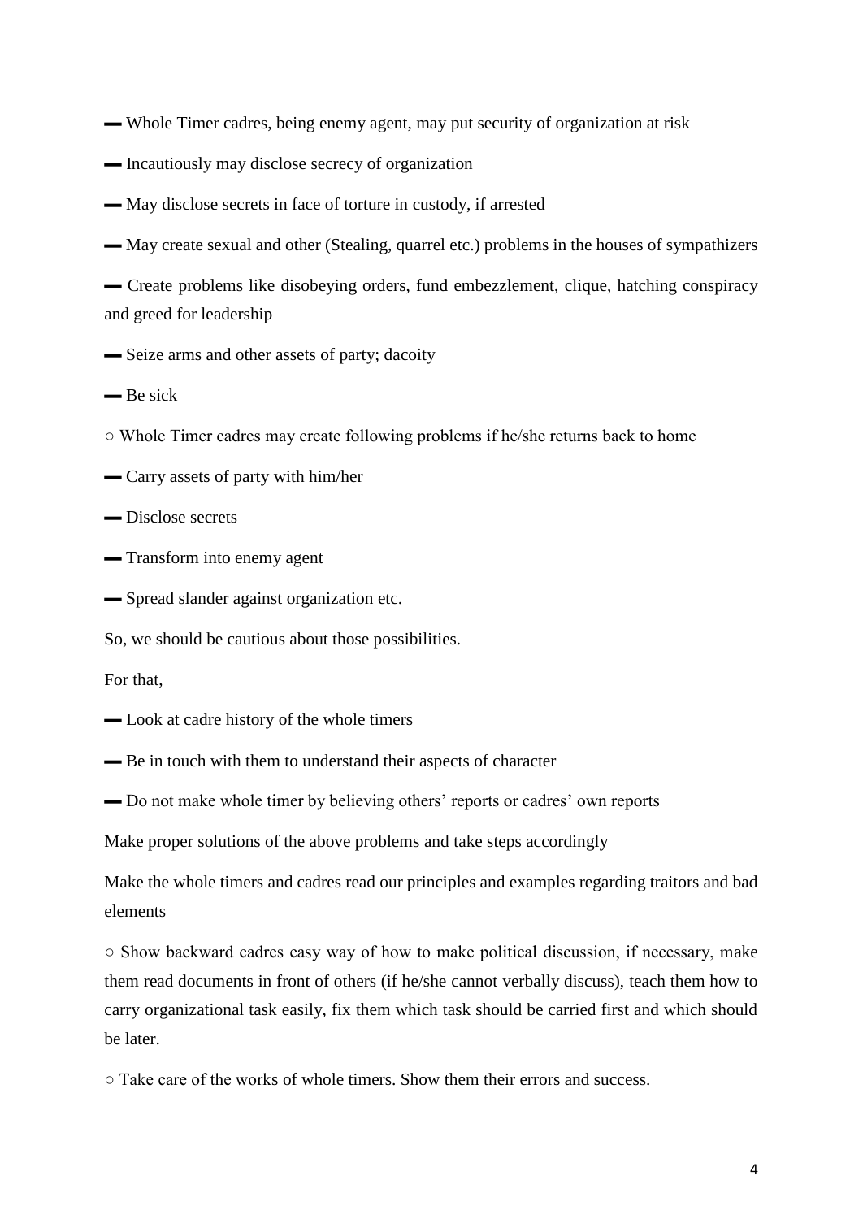- Whole Timer cadres, being enemy agent, may put security of organization at risk
- Incautiously may disclose secrecy of organization
- May disclose secrets in face of torture in custody, if arrested
- May create sexual and other (Stealing, quarrel etc.) problems in the houses of sympathizers
- Create problems like disobeying orders, fund embezzlement, clique, hatching conspiracy and greed for leadership
- Seize arms and other assets of party; dacoity
- Be sick

○ Whole Timer cadres may create following problems if he/she returns back to home

- Carry assets of party with him/her
- Disclose secrets
- Transform into enemy agent
- Spread slander against organization etc.

So, we should be cautious about those possibilities.

For that,

- Look at cadre history of the whole timers
- Be in touch with them to understand their aspects of character
- Do not make whole timer by believing others' reports or cadres' own reports

Make proper solutions of the above problems and take steps accordingly

Make the whole timers and cadres read our principles and examples regarding traitors and bad elements

○ Show backward cadres easy way of how to make political discussion, if necessary, make them read documents in front of others (if he/she cannot verbally discuss), teach them how to carry organizational task easily, fix them which task should be carried first and which should be later.

○ Take care of the works of whole timers. Show them their errors and success.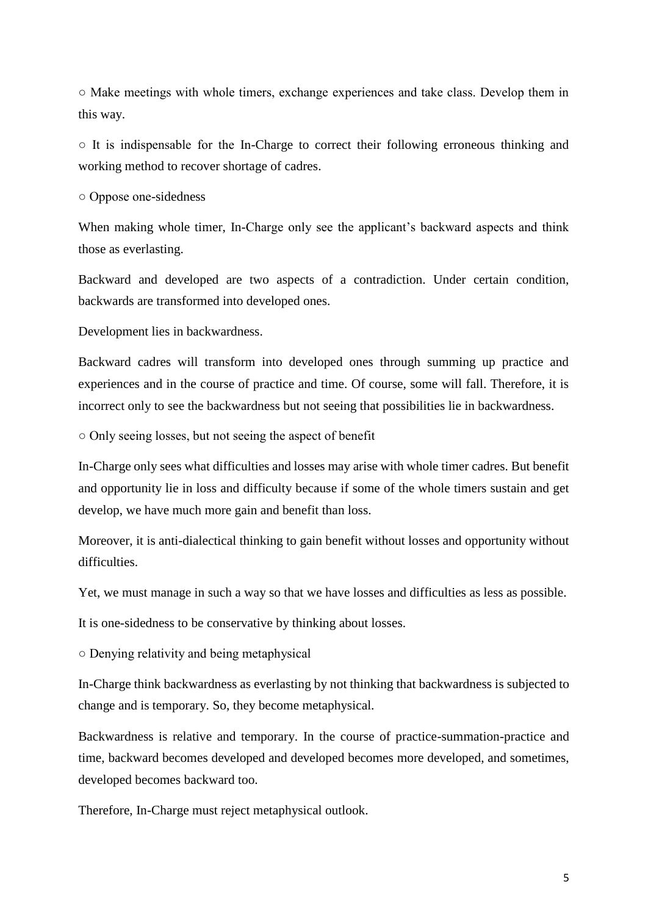○ Make meetings with whole timers, exchange experiences and take class. Develop them in this way.

○ It is indispensable for the In-Charge to correct their following erroneous thinking and working method to recover shortage of cadres.

○ Oppose one-sidedness

When making whole timer, In-Charge only see the applicant's backward aspects and think those as everlasting.

Backward and developed are two aspects of a contradiction. Under certain condition, backwards are transformed into developed ones.

Development lies in backwardness.

Backward cadres will transform into developed ones through summing up practice and experiences and in the course of practice and time. Of course, some will fall. Therefore, it is incorrect only to see the backwardness but not seeing that possibilities lie in backwardness.

○ Only seeing losses, but not seeing the aspect of benefit

In-Charge only sees what difficulties and losses may arise with whole timer cadres. But benefit and opportunity lie in loss and difficulty because if some of the whole timers sustain and get develop, we have much more gain and benefit than loss.

Moreover, it is anti-dialectical thinking to gain benefit without losses and opportunity without difficulties.

Yet, we must manage in such a way so that we have losses and difficulties as less as possible.

It is one-sidedness to be conservative by thinking about losses.

○ Denying relativity and being metaphysical

In-Charge think backwardness as everlasting by not thinking that backwardness is subjected to change and is temporary. So, they become metaphysical.

Backwardness is relative and temporary. In the course of practice-summation-practice and time, backward becomes developed and developed becomes more developed, and sometimes, developed becomes backward too.

Therefore, In-Charge must reject metaphysical outlook.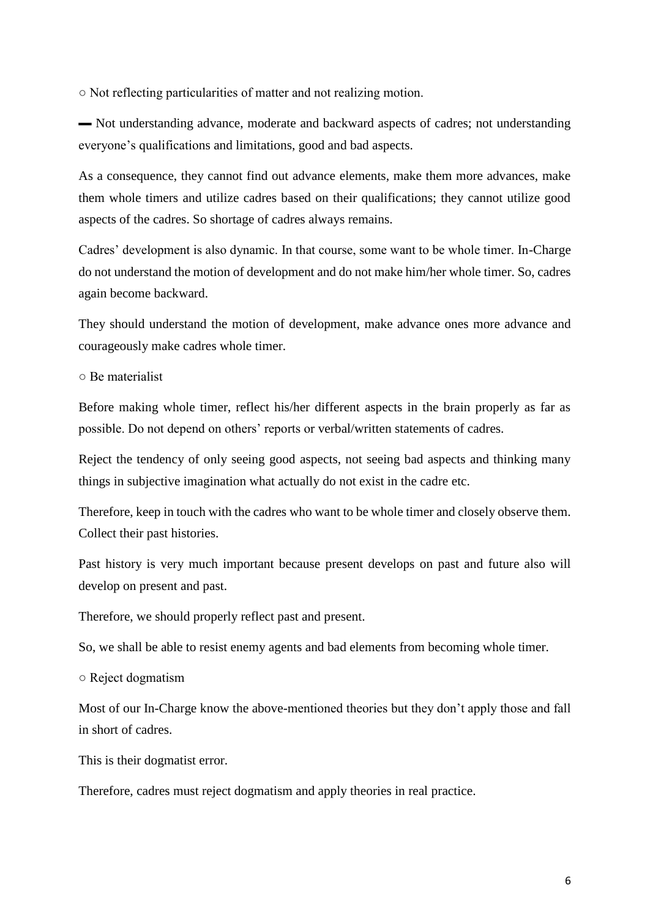○ Not reflecting particularities of matter and not realizing motion.

▬ Not understanding advance, moderate and backward aspects of cadres; not understanding everyone's qualifications and limitations, good and bad aspects.

As a consequence, they cannot find out advance elements, make them more advances, make them whole timers and utilize cadres based on their qualifications; they cannot utilize good aspects of the cadres. So shortage of cadres always remains.

Cadres' development is also dynamic. In that course, some want to be whole timer. In-Charge do not understand the motion of development and do not make him/her whole timer. So, cadres again become backward.

They should understand the motion of development, make advance ones more advance and courageously make cadres whole timer.

○ Be materialist

Before making whole timer, reflect his/her different aspects in the brain properly as far as possible. Do not depend on others' reports or verbal/written statements of cadres.

Reject the tendency of only seeing good aspects, not seeing bad aspects and thinking many things in subjective imagination what actually do not exist in the cadre etc.

Therefore, keep in touch with the cadres who want to be whole timer and closely observe them. Collect their past histories.

Past history is very much important because present develops on past and future also will develop on present and past.

Therefore, we should properly reflect past and present.

So, we shall be able to resist enemy agents and bad elements from becoming whole timer.

○ Reject dogmatism

Most of our In-Charge know the above-mentioned theories but they don't apply those and fall in short of cadres.

This is their dogmatist error.

Therefore, cadres must reject dogmatism and apply theories in real practice.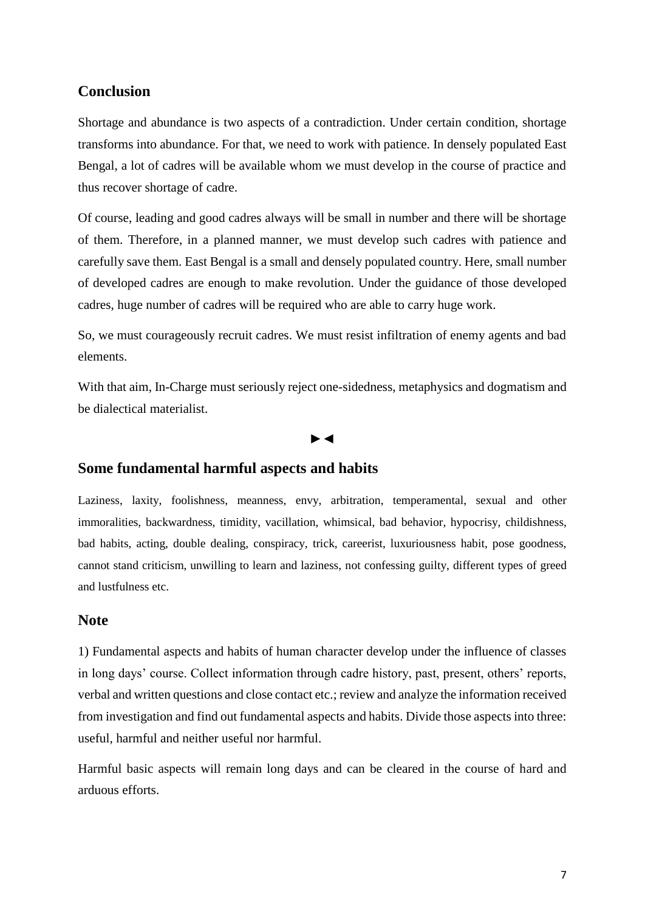## Conclusion

Shortage and abundance is two aspects of a contradiction. Under certain condition, shortage transforms into abundance. For that, we need to work with patience. In densely populated East Bengal, a lot of cadres will be available whom we must develop in the course of practice and thus recover shortage of cadre.

Of course, leading and good cadres always will be small in number and there will be shortage of them. Therefore, in a planned manner, we must develop such cadres with patience and carefully save them. East Bengal is a small and densely populated country. Here, small number of developed cadres are enough to make revolution. Under the guidance of those developed cadres, huge number of cadres will be required who are able to carry huge work.

So, we must courageously recruit cadres. We must resist infiltration of enemy agents and bad elements.

With that aim, In-Charge must seriously reject one-sidedness, metaphysics and dogmatism and be dialectical materialist.

►◄

## Some fundamental harmful aspects and habits

Laziness, laxity, foolishness, meanness, envy, arbitration, temperamental, sexual and other immoralities, backwardness, timidity, vacillation, whimsical, bad behavior, hypocrisy, childishness, bad habits, acting, double dealing, conspiracy, trick, careerist, luxuriousness habit, pose goodness, cannot stand criticism, unwilling to learn and laziness, not confessing guilty, different types of greed and lustfulness etc.

## Note

1) Fundamental aspects and habits of human character develop under the influence of classes in long days' course. Collect information through cadre history, past, present, others' reports, verbal and written questions and close contact etc.; review and analyze the information received from investigation and find out fundamental aspects and habits. Divide those aspects into three: useful, harmful and neither useful nor harmful.

Harmful basic aspects will remain long days and can be cleared in the course of hard and arduous efforts.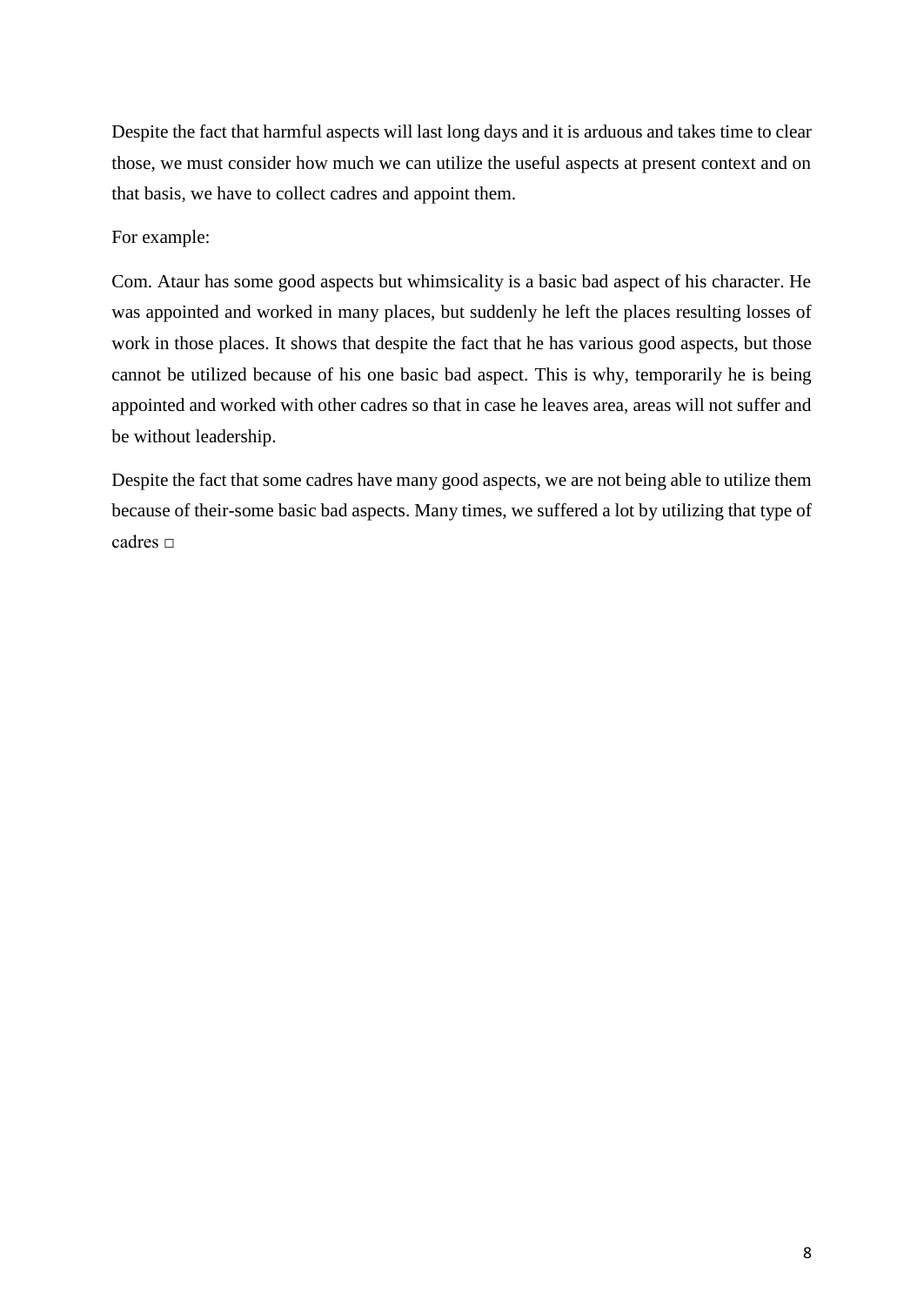Despite the fact that harmful aspects will last long days and it is arduous and takes time to clear those, we must consider how much we can utilize the useful aspects at present context and on that basis, we have to collect cadres and appoint them.

For example:

Com. Ataur has some good aspects but whimsicality is a basic bad aspect of his character. He was appointed and worked in many places, but suddenly he left the places resulting losses of work in those places. It shows that despite the fact that he has various good aspects, but those cannot be utilized because of his one basic bad aspect. This is why, temporarily he is being appointed and worked with other cadres so that in case he leaves area, areas will not suffer and be without leadership.

Despite the fact that some cadres have many good aspects, we are not being able to utilize them because of their-some basic bad aspects. Many times, we suffered a lot by utilizing that type of cadres □